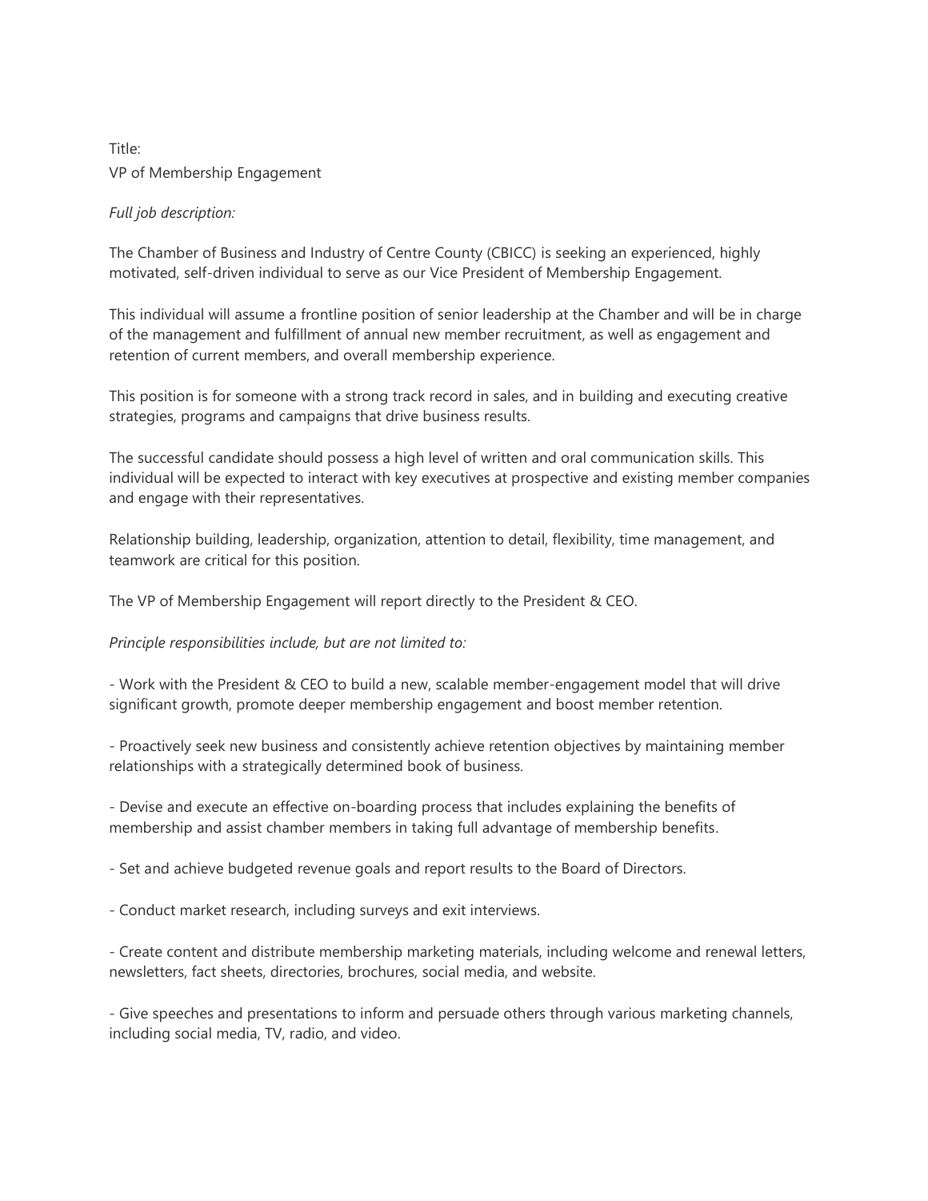Title:
VP of Membership Engagement

*Full job description:*

The Chamber of Business and Industry of Centre County (CBICC) is seeking an experienced, highly motivated, self-driven individual to serve as our Vice President of Membership Engagement.

This individual will assume a frontline position of senior leadership at the Chamber and will be in charge of the management and fulfillment of annual new member recruitment, as well as engagement and retention of current members, and overall membership experience.

This position is for someone with a strong track record in sales, and in building and executing creative strategies, programs and campaigns that drive business results.

The successful candidate should possess a high level of written and oral communication skills. This individual will be expected to interact with key executives at prospective and existing member companies and engage with their representatives.

Relationship building, leadership, organization, attention to detail, flexibility, time management, and teamwork are critical for this position.

The VP of Membership Engagement will report directly to the President & CEO.

*Principle responsibilities include, but are not limited to:*

- Work with the President & CEO to build a new, scalable member-engagement model that will drive significant growth, promote deeper membership engagement and boost member retention.

- Proactively seek new business and consistently achieve retention objectives by maintaining member relationships with a strategically determined book of business.

- Devise and execute an effective on-boarding process that includes explaining the benefits of membership and assist chamber members in taking full advantage of membership benefits.

- Set and achieve budgeted revenue goals and report results to the Board of Directors.

- Conduct market research, including surveys and exit interviews.

- Create content and distribute membership marketing materials, including welcome and renewal letters, newsletters, fact sheets, directories, brochures, social media, and website.

- Give speeches and presentations to inform and persuade others through various marketing channels, including social media, TV, radio, and video.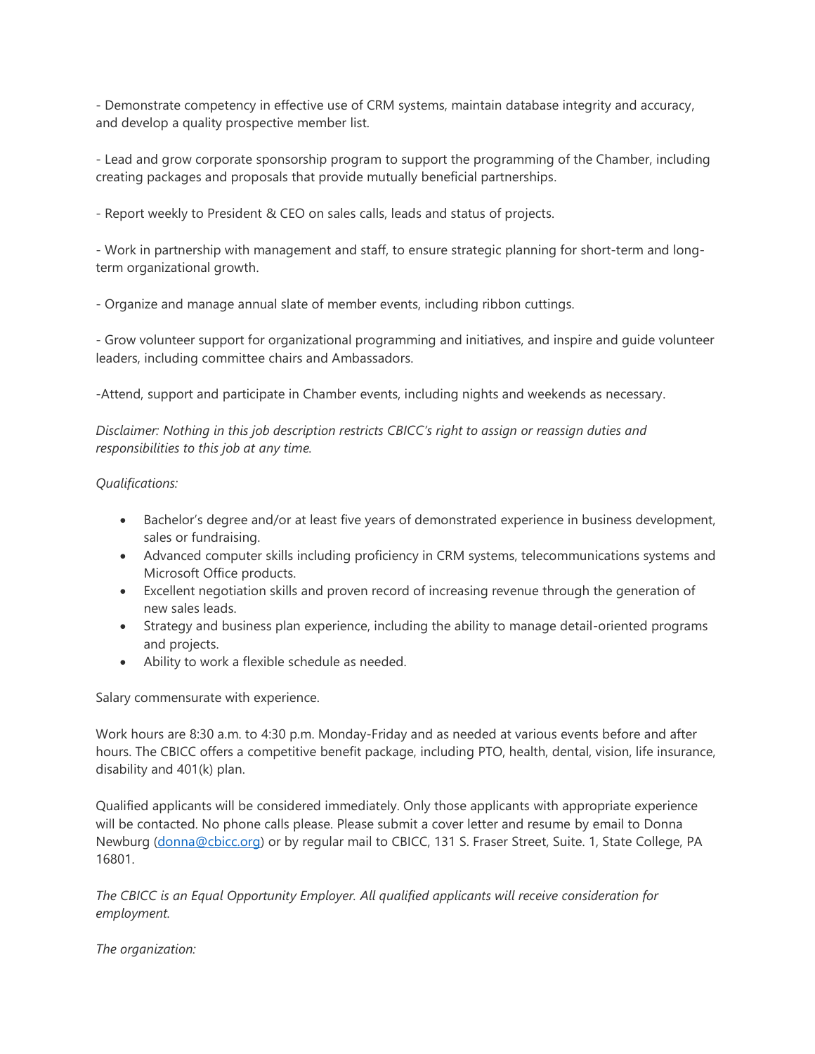- Demonstrate competency in effective use of CRM systems, maintain database integrity and accuracy, and develop a quality prospective member list.

- Lead and grow corporate sponsorship program to support the programming of the Chamber, including creating packages and proposals that provide mutually beneficial partnerships.

- Report weekly to President & CEO on sales calls, leads and status of projects.

- Work in partnership with management and staff, to ensure strategic planning for short-term and long-term organizational growth.

- Organize and manage annual slate of member events, including ribbon cuttings.

- Grow volunteer support for organizational programming and initiatives, and inspire and guide volunteer leaders, including committee chairs and Ambassadors.

-Attend, support and participate in Chamber events, including nights and weekends as necessary.

*Disclaimer: Nothing in this job description restricts CBICC's right to assign or reassign duties and responsibilities to this job at any time.*

*Qualifications:*

- Bachelor's degree and/or at least five years of demonstrated experience in business development, sales or fundraising.
- Advanced computer skills including proficiency in CRM systems, telecommunications systems and Microsoft Office products.
- Excellent negotiation skills and proven record of increasing revenue through the generation of new sales leads.
- Strategy and business plan experience, including the ability to manage detail-oriented programs and projects.
- Ability to work a flexible schedule as needed.

Salary commensurate with experience.

Work hours are 8:30 a.m. to 4:30 p.m. Monday-Friday and as needed at various events before and after hours. The CBICC offers a competitive benefit package, including PTO, health, dental, vision, life insurance, disability and 401(k) plan.

Qualified applicants will be considered immediately. Only those applicants with appropriate experience will be contacted. No phone calls please. Please submit a cover letter and resume by email to Donna Newburg (donna@cbicc.org) or by regular mail to CBICC, 131 S. Fraser Street, Suite. 1, State College, PA 16801.

*The CBICC is an Equal Opportunity Employer. All qualified applicants will receive consideration for employment.*

*The organization:*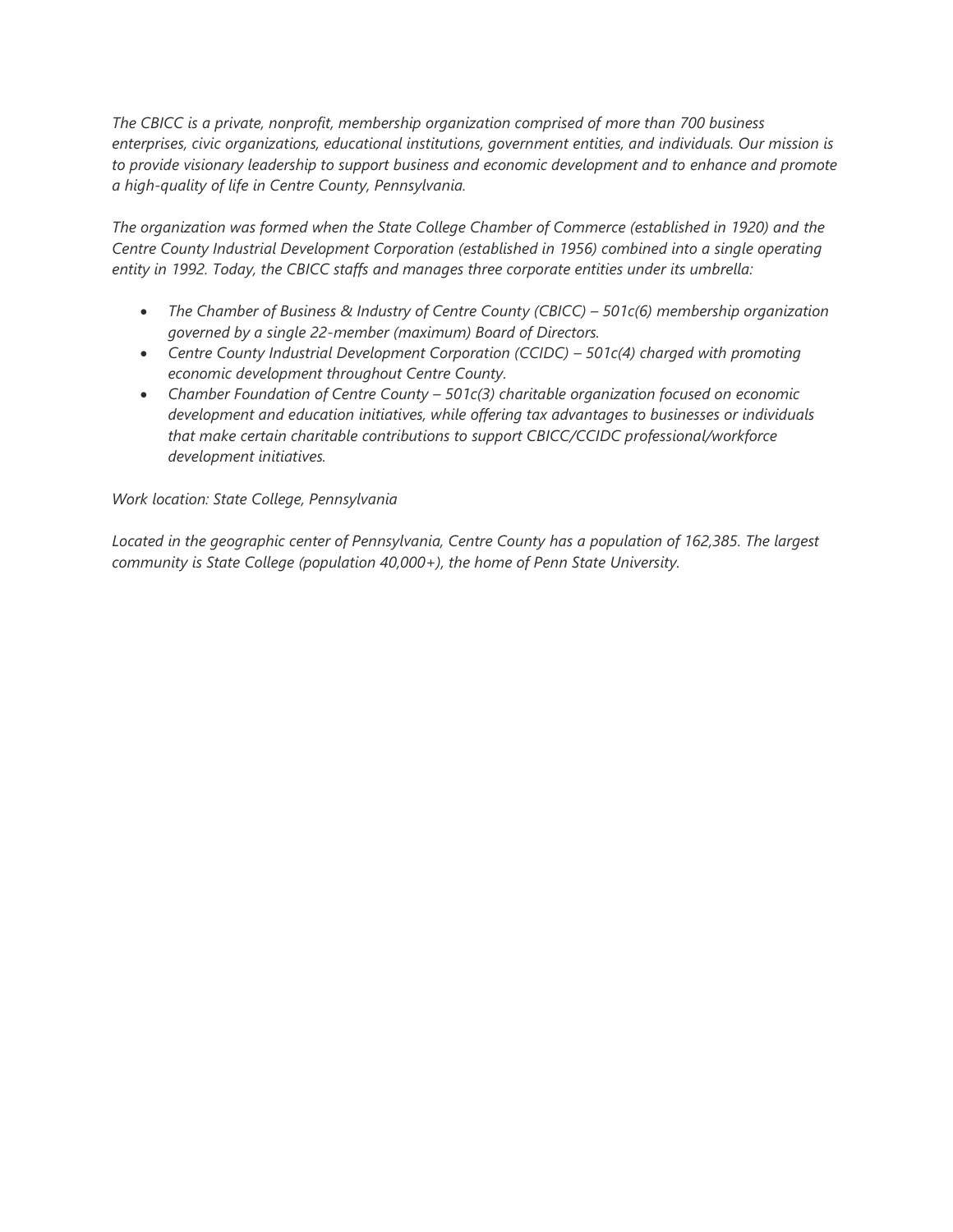*The CBICC is a private, nonprofit, membership organization comprised of more than 700 business enterprises, civic organizations, educational institutions, government entities, and individuals. Our mission is to provide visionary leadership to support business and economic development and to enhance and promote a high-quality of life in Centre County, Pennsylvania.*

*The organization was formed when the State College Chamber of Commerce (established in 1920) and the Centre County Industrial Development Corporation (established in 1956) combined into a single operating entity in 1992. Today, the CBICC staffs and manages three corporate entities under its umbrella:*

- *The Chamber of Business & Industry of Centre County (CBICC) – 501c(6) membership organization governed by a single 22-member (maximum) Board of Directors.*
- *Centre County Industrial Development Corporation (CCIDC) – 501c(4) charged with promoting economic development throughout Centre County.*
- *Chamber Foundation of Centre County – 501c(3) charitable organization focused on economic development and education initiatives, while offering tax advantages to businesses or individuals that make certain charitable contributions to support CBICC/CCIDC professional/workforce development initiatives.*

*Work location: State College, Pennsylvania*

*Located in the geographic center of Pennsylvania, Centre County has a population of 162,385. The largest community is State College (population 40,000+), the home of Penn State University.*